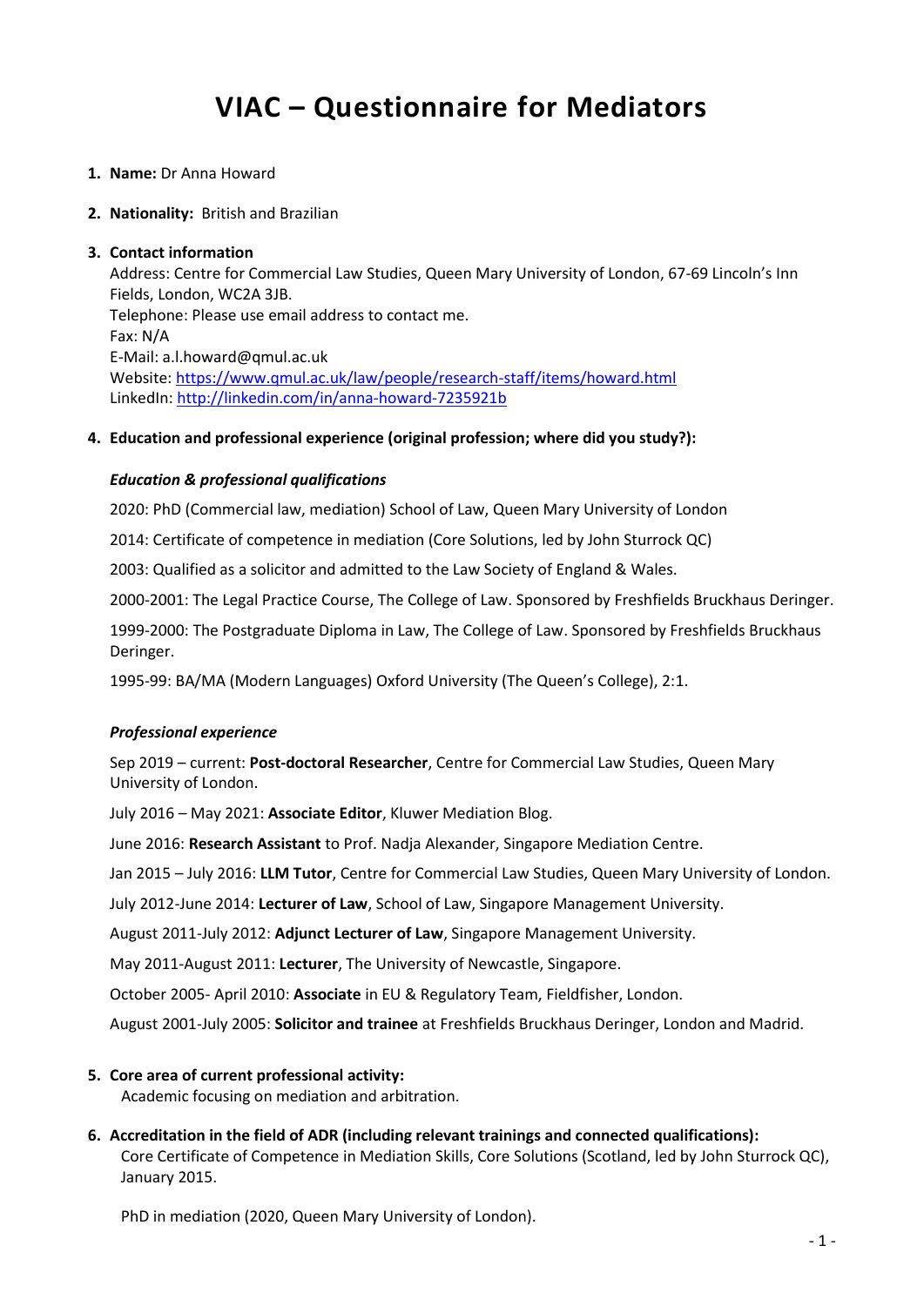# VIAC – Questionnaire for Mediators

1. **Name:** Dr Anna Howard

2. **Nationality:** British and Brazilian

3. **Contact information**

   Address: Centre for Commercial Law Studies, Queen Mary University of London, 67-69 Lincoln's Inn Fields, London, WC2A 3JB.
   Telephone: Please use email address to contact me.
   Fax: N/A
   E-Mail: a.l.howard@qmul.ac.uk
   Website: https://www.qmul.ac.uk/law/people/research-staff/items/howard.html
   LinkedIn: http://linkedin.com/in/anna-howard-7235921b

4. **Education and professional experience (original profession; where did you study?):**

   ***Education & professional qualifications***

   2020: PhD (Commercial law, mediation) School of Law, Queen Mary University of London

   2014: Certificate of competence in mediation (Core Solutions, led by John Sturrock QC)

   2003: Qualified as a solicitor and admitted to the Law Society of England & Wales.

   2000-2001: The Legal Practice Course, The College of Law. Sponsored by Freshfields Bruckhaus Deringer.

   1999-2000: The Postgraduate Diploma in Law, The College of Law. Sponsored by Freshfields Bruckhaus Deringer.

   1995-99: BA/MA (Modern Languages) Oxford University (The Queen's College), 2:1.

   ***Professional experience***

   Sep 2019 – current: **Post-doctoral Researcher**, Centre for Commercial Law Studies, Queen Mary University of London.

   July 2016 – May 2021: **Associate Editor**, Kluwer Mediation Blog.

   June 2016: **Research Assistant** to Prof. Nadja Alexander, Singapore Mediation Centre.

   Jan 2015 – July 2016: **LLM Tutor**, Centre for Commercial Law Studies, Queen Mary University of London.

   July 2012-June 2014: **Lecturer of Law**, School of Law, Singapore Management University.

   August 2011-July 2012: **Adjunct Lecturer of Law**, Singapore Management University.

   May 2011-August 2011: **Lecturer**, The University of Newcastle, Singapore.

   October 2005- April 2010: **Associate** in EU & Regulatory Team, Fieldfisher, London.

   August 2001-July 2005: **Solicitor and trainee** at Freshfields Bruckhaus Deringer, London and Madrid.

5. **Core area of current professional activity:**

   Academic focusing on mediation and arbitration.

6. **Accreditation in the field of ADR (including relevant trainings and connected qualifications):**

   Core Certificate of Competence in Mediation Skills, Core Solutions (Scotland, led by John Sturrock QC), January 2015.

   PhD in mediation (2020, Queen Mary University of London).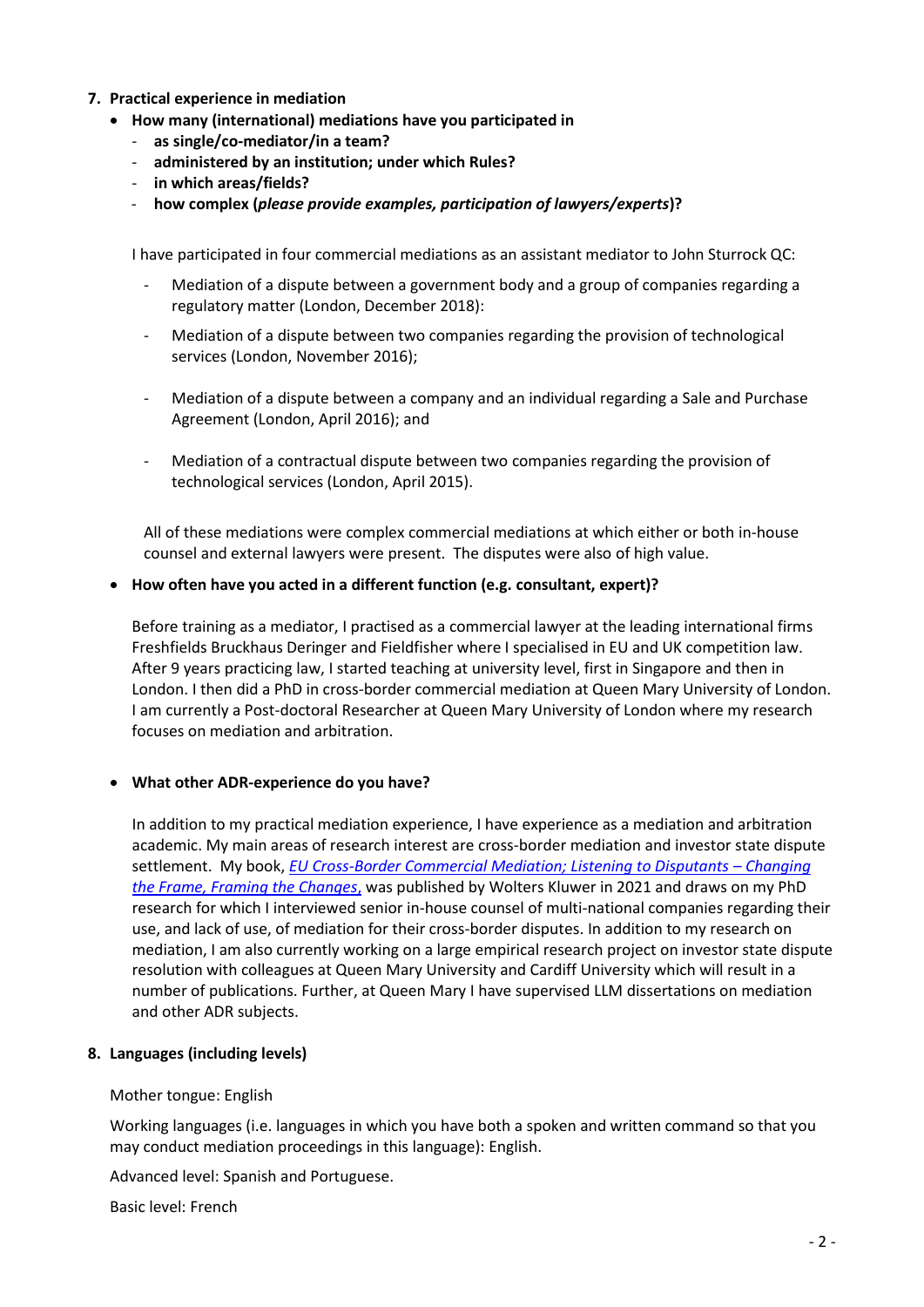7. **Practical experience in mediation**

- **How many (international) mediations have you participated in**
  - **as single/co-mediator/in a team?**
  - **administered by an institution; under which Rules?**
  - **in which areas/fields?**
  - **how complex (*please provide examples, participation of lawyers/experts*)?**

  I have participated in four commercial mediations as an assistant mediator to John Sturrock QC:

  - Mediation of a dispute between a government body and a group of companies regarding a regulatory matter (London, December 2018):
  - Mediation of a dispute between two companies regarding the provision of technological services (London, November 2016);
  - Mediation of a dispute between a company and an individual regarding a Sale and Purchase Agreement (London, April 2016); and
  - Mediation of a contractual dispute between two companies regarding the provision of technological services (London, April 2015).

  All of these mediations were complex commercial mediations at which either or both in-house counsel and external lawyers were present. The disputes were also of high value.

- **How often have you acted in a different function (e.g. consultant, expert)?**

  Before training as a mediator, I practised as a commercial lawyer at the leading international firms Freshfields Bruckhaus Deringer and Fieldfisher where I specialised in EU and UK competition law. After 9 years practicing law, I started teaching at university level, first in Singapore and then in London. I then did a PhD in cross-border commercial mediation at Queen Mary University of London. I am currently a Post-doctoral Researcher at Queen Mary University of London where my research focuses on mediation and arbitration.

- **What other ADR-experience do you have?**

  In addition to my practical mediation experience, I have experience as a mediation and arbitration academic. My main areas of research interest are cross-border mediation and investor state dispute settlement. My book, *EU Cross-Border Commercial Mediation; Listening to Disputants – Changing the Frame, Framing the Changes*, was published by Wolters Kluwer in 2021 and draws on my PhD research for which I interviewed senior in-house counsel of multi-national companies regarding their use, and lack of use, of mediation for their cross-border disputes. In addition to my research on mediation, I am also currently working on a large empirical research project on investor state dispute resolution with colleagues at Queen Mary University and Cardiff University which will result in a number of publications. Further, at Queen Mary I have supervised LLM dissertations on mediation and other ADR subjects.

8. **Languages (including levels)**

Mother tongue: English

Working languages (i.e. languages in which you have both a spoken and written command so that you may conduct mediation proceedings in this language): English.

Advanced level: Spanish and Portuguese.

Basic level: French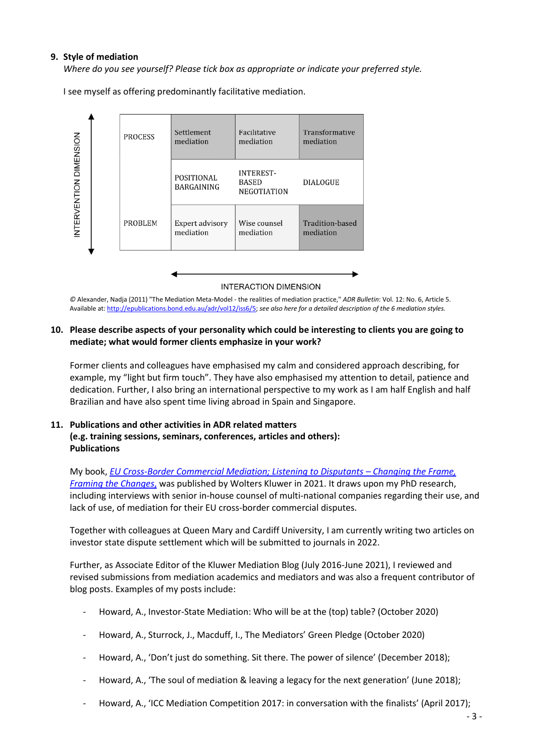9. **Style of mediation**
   *Where do you see yourself? Please tick box as appropriate or indicate your preferred style.*

   I see myself as offering predominantly facilitative mediation.

INTERVENTION DIMENSION

| PROCESS | Settlement mediation | Facilitative mediation | Transformative mediation |
|---|---|---|---|
| | POSITIONAL BARGAINING | INTEREST-BASED NEGOTIATION | DIALOGUE |
| PROBLEM | Expert advisory mediation | Wise counsel mediation | Tradition-based mediation |

INTERACTION DIMENSION

© Alexander, Nadja (2011) "The Mediation Meta-Model - the realities of mediation practice," *ADR Bulletin*: Vol. 12: No. 6, Article 5. Available at: http://epublications.bond.edu.au/adr/vol12/iss6/5; *see also here for a detailed description of the 6 mediation styles.*

10. **Please describe aspects of your personality which could be interesting to clients you are going to mediate; what would former clients emphasize in your work?**

    Former clients and colleagues have emphasised my calm and considered approach describing, for example, my "light but firm touch". They have also emphasised my attention to detail, patience and dedication. Further, I also bring an international perspective to my work as I am half English and half Brazilian and have also spent time living abroad in Spain and Singapore.

11. **Publications and other activities in ADR related matters (e.g. training sessions, seminars, conferences, articles and others):**
    **Publications**

    My book, *EU Cross-Border Commercial Mediation; Listening to Disputants – Changing the Frame, Framing the Changes,* was published by Wolters Kluwer in 2021. It draws upon my PhD research, including interviews with senior in-house counsel of multi-national companies regarding their use, and lack of use, of mediation for their EU cross-border commercial disputes.

    Together with colleagues at Queen Mary and Cardiff University, I am currently writing two articles on investor state dispute settlement which will be submitted to journals in 2022.

    Further, as Associate Editor of the Kluwer Mediation Blog (July 2016-June 2021), I reviewed and revised submissions from mediation academics and mediators and was also a frequent contributor of blog posts. Examples of my posts include:

    - Howard, A., Investor-State Mediation: Who will be at the (top) table? (October 2020)
    - Howard, A., Sturrock, J., Macduff, I., The Mediators' Green Pledge (October 2020)
    - Howard, A., 'Don't just do something. Sit there. The power of silence' (December 2018);
    - Howard, A., 'The soul of mediation & leaving a legacy for the next generation' (June 2018);
    - Howard, A., 'ICC Mediation Competition 2017: in conversation with the finalists' (April 2017);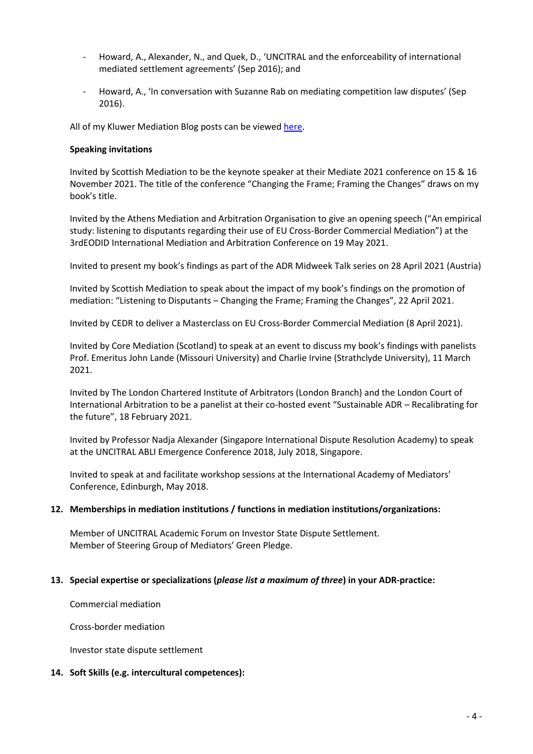- Howard, A., Alexander, N., and Quek, D., 'UNCITRAL and the enforceability of international mediated settlement agreements' (Sep 2016); and
- Howard, A., 'In conversation with Suzanne Rab on mediating competition law disputes' (Sep 2016).

All of my Kluwer Mediation Blog posts can be viewed here.

**Speaking invitations**

Invited by Scottish Mediation to be the keynote speaker at their Mediate 2021 conference on 15 & 16 November 2021. The title of the conference "Changing the Frame; Framing the Changes" draws on my book's title.

Invited by the Athens Mediation and Arbitration Organisation to give an opening speech ("An empirical study: listening to disputants regarding their use of EU Cross-Border Commercial Mediation") at the 3rdEODID International Mediation and Arbitration Conference on 19 May 2021.

Invited to present my book's findings as part of the ADR Midweek Talk series on 28 April 2021 (Austria)

Invited by Scottish Mediation to speak about the impact of my book's findings on the promotion of mediation: "Listening to Disputants – Changing the Frame; Framing the Changes", 22 April 2021.

Invited by CEDR to deliver a Masterclass on EU Cross-Border Commercial Mediation (8 April 2021).

Invited by Core Mediation (Scotland) to speak at an event to discuss my book's findings with panelists Prof. Emeritus John Lande (Missouri University) and Charlie Irvine (Strathclyde University), 11 March 2021.

Invited by The London Chartered Institute of Arbitrators (London Branch) and the London Court of International Arbitration to be a panelist at their co-hosted event "Sustainable ADR – Recalibrating for the future", 18 February 2021.

Invited by Professor Nadja Alexander (Singapore International Dispute Resolution Academy) to speak at the UNCITRAL ABLI Emergence Conference 2018, July 2018, Singapore.

Invited to speak at and facilitate workshop sessions at the International Academy of Mediators' Conference, Edinburgh, May 2018.

**12. Memberships in mediation institutions / functions in mediation institutions/organizations:**

Member of UNCITRAL Academic Forum on Investor State Dispute Settlement.
Member of Steering Group of Mediators' Green Pledge.

**13. Special expertise or specializations (*please list a maximum of three*) in your ADR-practice:**

Commercial mediation

Cross-border mediation

Investor state dispute settlement

**14. Soft Skills (e.g. intercultural competences):**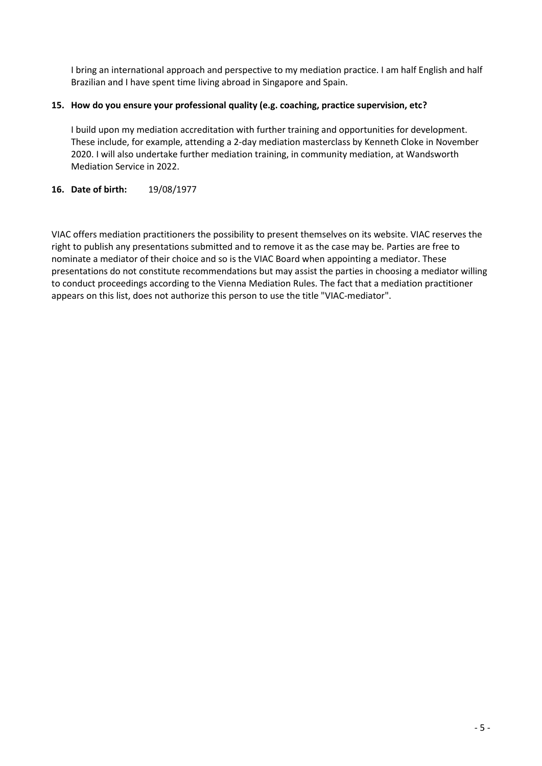I bring an international approach and perspective to my mediation practice. I am half English and half Brazilian and I have spent time living abroad in Singapore and Spain.

**15. How do you ensure your professional quality (e.g. coaching, practice supervision, etc?**

I build upon my mediation accreditation with further training and opportunities for development. These include, for example, attending a 2-day mediation masterclass by Kenneth Cloke in November 2020. I will also undertake further mediation training, in community mediation, at Wandsworth Mediation Service in 2022.

**16. Date of birth:** 19/08/1977

VIAC offers mediation practitioners the possibility to present themselves on its website. VIAC reserves the right to publish any presentations submitted and to remove it as the case may be. Parties are free to nominate a mediator of their choice and so is the VIAC Board when appointing a mediator. These presentations do not constitute recommendations but may assist the parties in choosing a mediator willing to conduct proceedings according to the Vienna Mediation Rules. The fact that a mediation practitioner appears on this list, does not authorize this person to use the title "VIAC-mediator".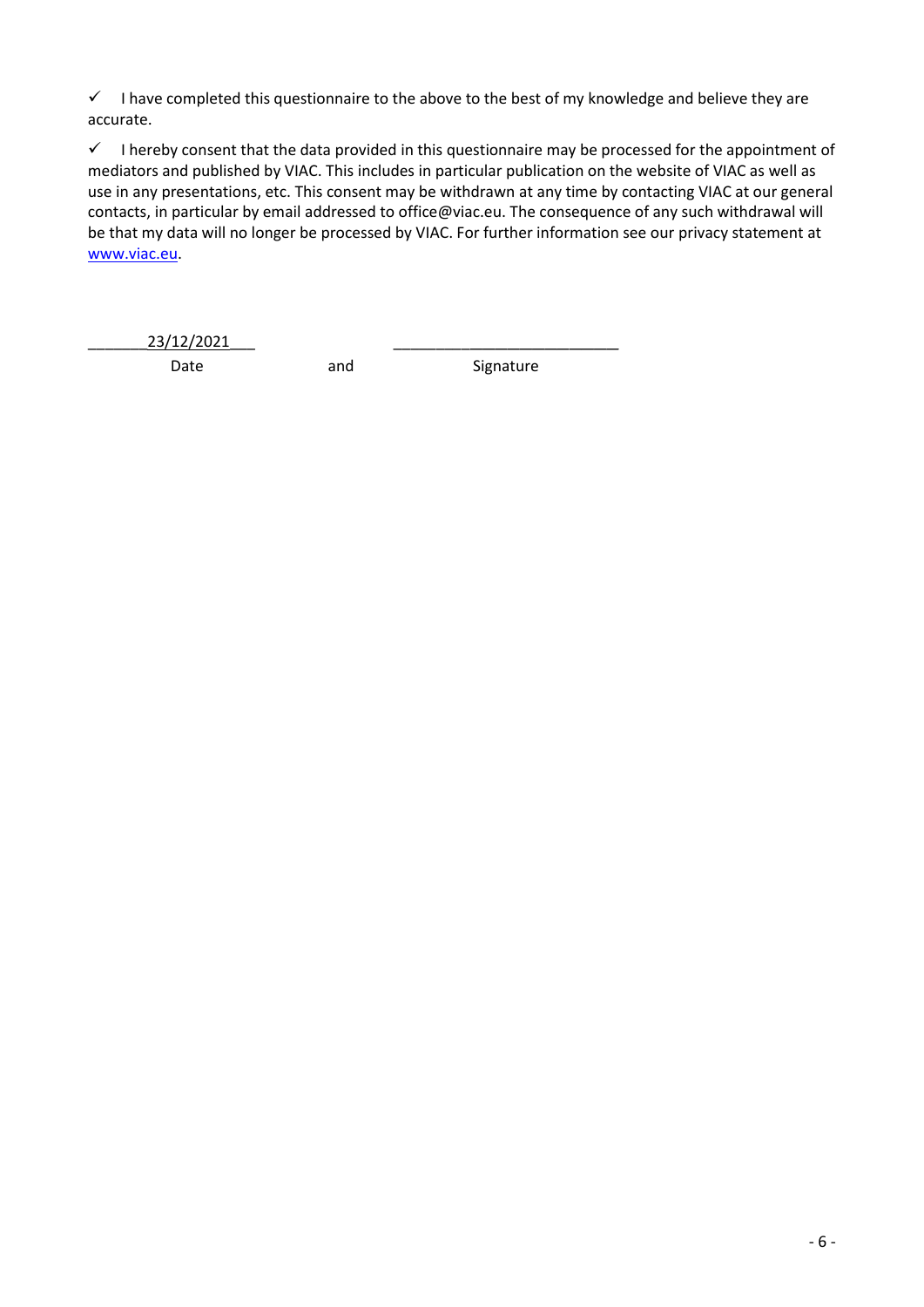✓ I have completed this questionnaire to the above to the best of my knowledge and believe they are accurate.

✓ I hereby consent that the data provided in this questionnaire may be processed for the appointment of mediators and published by VIAC. This includes in particular publication on the website of VIAC as well as use in any presentations, etc. This consent may be withdrawn at any time by contacting VIAC at our general contacts, in particular by email addressed to office@viac.eu. The consequence of any such withdrawal will be that my data will no longer be processed by VIAC. For further information see our privacy statement at www.viac.eu.

_______23/12/2021___ ___________________________

Date and Signature